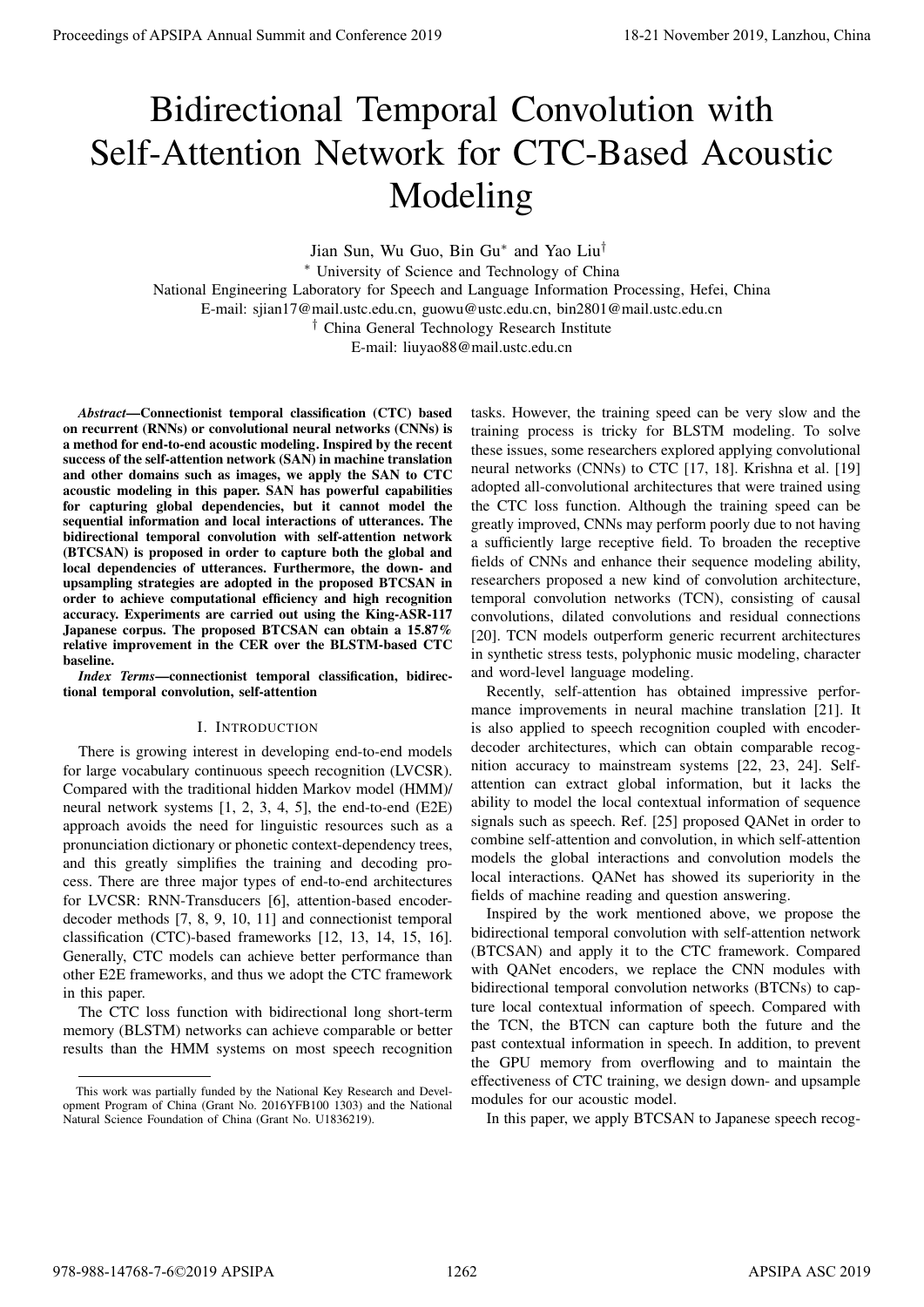# Bidirectional Temporal Convolution with Self-Attention Network for CTC-Based Acoustic Modeling

Jian Sun, Wu Guo, Bin Gu[*] and Yao Liu[†]

[*] University of Science and Technology of China

National Engineering Laboratory for Speech and Language Information Processing, Hefei, China

E-mail: sjian17@mail.ustc.edu.cn, guowu@ustc.edu.cn, bin2801@mail.ustc.edu.cn

[†] China General Technology Research Institute

E-mail: liuyao88@mail.ustc.edu.cn

***Abstract*—Connectionist temporal classification (CTC) based on recurrent (RNNs) or convolutional neural networks (CNNs) is a method for end-to-end acoustic modeling. Inspired by the recent success of the self-attention network (SAN) in machine translation and other domains such as images, we apply the SAN to CTC acoustic modeling in this paper. SAN has powerful capabilities for capturing global dependencies, but it cannot model the sequential information and local interactions of utterances. The bidirectional temporal convolution with self-attention network (BTCSAN) is proposed in order to capture both the global and local dependencies of utterances. Furthermore, the down- and upsampling strategies are adopted in the proposed BTCSAN in order to achieve computational efficiency and high recognition accuracy. Experiments are carried out using the King-ASR-117 Japanese corpus. The proposed BTCSAN can obtain a 15.87% relative improvement in the CER over the BLSTM-based CTC baseline.**

***Index Terms*—connectionist temporal classification, bidirectional temporal convolution, self-attention**

## I. Introduction

There is growing interest in developing end-to-end models for large vocabulary continuous speech recognition (LVCSR). Compared with the traditional hidden Markov model (HMM)/neural network systems [1, 2, 3, 4, 5], the end-to-end (E2E) approach avoids the need for linguistic resources such as a pronunciation dictionary or phonetic context-dependency trees, and this greatly simplifies the training and decoding process. There are three major types of end-to-end architectures for LVCSR: RNN-Transducers [6], attention-based encoder-decoder methods [7, 8, 9, 10, 11] and connectionist temporal classification (CTC)-based frameworks [12, 13, 14, 15, 16]. Generally, CTC models can achieve better performance than other E2E frameworks, and thus we adopt the CTC framework in this paper.

The CTC loss function with bidirectional long short-term memory (BLSTM) networks can achieve comparable or better results than the HMM systems on most speech recognition tasks. However, the training speed can be very slow and the training process is tricky for BLSTM modeling. To solve these issues, some researchers explored applying convolutional neural networks (CNNs) to CTC [17, 18]. Krishna et al. [19] adopted all-convolutional architectures that were trained using the CTC loss function. Although the training speed can be greatly improved, CNNs may perform poorly due to not having a sufficiently large receptive field. To broaden the receptive fields of CNNs and enhance their sequence modeling ability, researchers proposed a new kind of convolution architecture, temporal convolution networks (TCN), consisting of causal convolutions, dilated convolutions and residual connections [20]. TCN models outperform generic recurrent architectures in synthetic stress tests, polyphonic music modeling, character and word-level language modeling.

Recently, self-attention has obtained impressive performance improvements in neural machine translation [21]. It is also applied to speech recognition coupled with encoder-decoder architectures, which can obtain comparable recognition accuracy to mainstream systems [22, 23, 24]. Self-attention can extract global information, but it lacks the ability to model the local contextual information of sequence signals such as speech. Ref. [25] proposed QANet in order to combine self-attention and convolution, in which self-attention models the global interactions and convolution models the local interactions. QANet has showed its superiority in the fields of machine reading and question answering.

Inspired by the work mentioned above, we propose the bidirectional temporal convolution with self-attention network (BTCSAN) and apply it to the CTC framework. Compared with QANet encoders, we replace the CNN modules with bidirectional temporal convolution networks (BTCNs) to capture local contextual information of speech. Compared with the TCN, the BTCN can capture both the future and the past contextual information in speech. In addition, to prevent the GPU memory from overflowing and to maintain the effectiveness of CTC training, we design down- and upsample modules for our acoustic model.

In this paper, we apply BTCSAN to Japanese speech recog-

This work was partially funded by the National Key Research and Development Program of China (Grant No. 2016YFB100 1303) and the National Natural Science Foundation of China (Grant No. U1836219).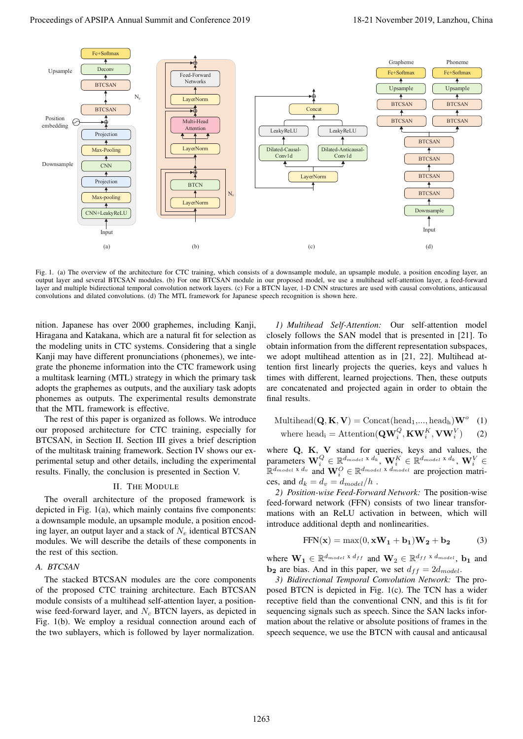Fig. 1. (a) The overview of the architecture for CTC training, which consists of a downsample module, an upsample module, a position encoding layer, an output layer and several BTCSAN modules. (b) For one BTCSAN module in our proposed model, we use a multihead self-attention layer, a feed-forward layer and multiple bidirectional temporal convolution network layers. (c) For a BTCN layer, 1-D CNN structures are used with causal convolutions, anticausal convolutions and dilated convolutions. (d) The MTL framework for Japanese speech recognition is shown here.

nition. Japanese has over 2000 graphemes, including Kanji, Hiragana and Katakana, which are a natural fit for selection as the modeling units in CTC systems. Considering that a single Kanji may have different pronunciations (phonemes), we integrate the phoneme information into the CTC framework using a multitask learning (MTL) strategy in which the primary task adopts the graphemes as outputs, and the auxiliary task adopts phonemes as outputs. The experimental results demonstrate that the MTL framework is effective.

The rest of this paper is organized as follows. We introduce our proposed architecture for CTC training, especially for BTCSAN, in Section II. Section III gives a brief description of the multitask training framework. Section IV shows our experimental setup and other details, including the experimental results. Finally, the conclusion is presented in Section V.

## II. The Module

The overall architecture of the proposed framework is depicted in Fig. 1(a), which mainly contains five components: a downsample module, an upsample module, a position encoding layer, an output layer and a stack of $N_e$ identical BTCSAN modules. We will describe the details of these components in the rest of this section.

### A. BTCSAN

The stacked BTCSAN modules are the core components of the proposed CTC training architecture. Each BTCSAN module consists of a multihead self-attention layer, a position-wise feed-forward layer, and $N_c$ BTCN layers, as depicted in Fig. 1(b). We employ a residual connection around each of the two sublayers, which is followed by layer normalization.

*1) Multihead Self-Attention:* Our self-attention model closely follows the SAN model that is presented in [21]. To obtain information from the different representation subspaces, we adopt multihead attention as in [21, 22]. Multihead attention first linearly projects the queries, keys and values h times with different, learned projections. Then, these outputs are concatenated and projected again in order to obtain the final results.

$$\text{Multihead}(\mathbf{Q}, \mathbf{K}, \mathbf{V}) = \text{Concat}(\text{head}_1, ..., \text{head}_\text{h})\mathbf{W}^o \quad (1)$$

$$\text{where } \text{head}_\text{i} = \text{Attention}(\mathbf{Q}\mathbf{W}_i^Q, \mathbf{K}\mathbf{W}_i^K, \mathbf{V}\mathbf{W}_i^V) \quad (2)$$

where $\mathbf{Q}$, $\mathbf{K}$, $\mathbf{V}$ stand for queries, keys and values, the parameters $\mathbf{W}_i^Q \in \mathbb{R}^{d_{model} \times d_k}$, $\mathbf{W}_i^K \in \mathbb{R}^{d_{model} \times d_k}$, $\mathbf{W}_i^V \in \mathbb{R}^{d_{model} \times d_v}$ and $\mathbf{W}_i^O \in \mathbb{R}^{d_{model} \times d_{model}}$ are projection matrices, and $d_k = d_v = d_{model}/h$ .

*2) Position-wise Feed-Forward Network:* The position-wise feed-forward network (FFN) consists of two linear transformations with an ReLU activation in between, which will introduce additional depth and nonlinearities.

$$\text{FFN}(\mathbf{x}) = \max(0, \mathbf{x}\mathbf{W_1} + \mathbf{b_1})\mathbf{W_2} + \mathbf{b_2} \quad (3)$$

where $\mathbf{W_1} \in \mathbb{R}^{d_{model} \times d_{ff}}$ and $\mathbf{W}_2 \in \mathbb{R}^{d_{ff} \times d_{model}}$, $\mathbf{b_1}$ and $\mathbf{b_2}$ are bias. And in this paper, we set $d_{ff} = 2d_{model}$.

*3) Bidirectional Temporal Convolution Network:* The proposed BTCN is depicted in Fig. 1(c). The TCN has a wider receptive field than the conventional CNN, and this is fit for sequencing signals such as speech. Since the SAN lacks information about the relative or absolute positions of frames in the speech sequence, we use the BTCN with causal and anticausal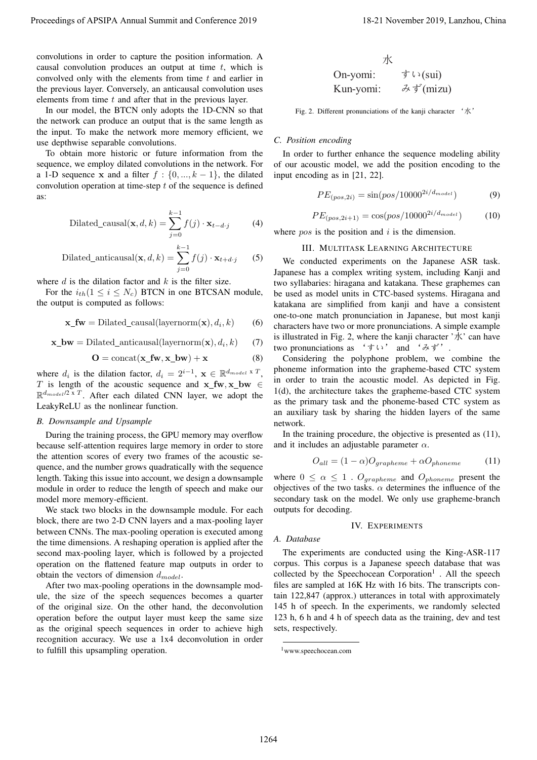convolutions in order to capture the position information. A causal convolution produces an output at time $t$, which is convolved only with the elements from time $t$ and earlier in the previous layer. Conversely, an anticausal convolution uses elements from time $t$ and after that in the previous layer.

In our model, the BTCN only adopts the 1D-CNN so that the network can produce an output that is the same length as the input. To make the network more memory efficient, we use depthwise separable convolutions.

To obtain more historic or future information from the sequence, we employ dilated convolutions in the network. For a 1-D sequence $\mathbf{x}$ and a filter $f : \{0, ..., k-1\}$, the dilated convolution operation at time-step $t$ of the sequence is defined as:

$$\text{Dilated\_causal}(\mathbf{x}, d, k) = \sum_{j=0}^{k-1} f(j) \cdot \mathbf{x}_{t-d \cdot j} \tag{4}$$

$$\text{Dilated\_anticausal}(\mathbf{x}, d, k) = \sum_{j=0}^{k-1} f(j) \cdot \mathbf{x}_{t+d \cdot j} \tag{5}$$

where $d$ is the dilation factor and $k$ is the filter size.

For the $i_{th} (1 \leq i \leq N_c)$ BTCN in one BTCSAN module, the output is computed as follows:

$$\mathbf{x\_fw} = \text{Dilated\_causal}(\text{layernorm}(\mathbf{x}), d_i, k) \tag{6}$$

$$\mathbf{x\_bw} = \text{Dilated\_anticausal}(\text{layernorm}(\mathbf{x}), d_i, k) \tag{7}$$

$$\mathbf{O} = \text{concat}(\mathbf{x\_fw}, \mathbf{x\_bw}) + \mathbf{x} \tag{8}$$

where $d_i$ is the dilation factor, $d_i = 2^{i-1}$, $\mathbf{x} \in \mathbb{R}^{d_{model} \text{ x } T}$, $T$ is length of the acoustic sequence and $\mathbf{x\_fw}, \mathbf{x\_bw} \in \mathbb{R}^{d_{model}/2 \text{ x } T}$. After each dilated CNN layer, we adopt the LeakyReLU as the nonlinear function.

### B. Downsample and Upsample

During the training process, the GPU memory may overflow because self-attention requires large memory in order to store the attention scores of every two frames of the acoustic sequence, and the number grows quadratically with the sequence length. Taking this issue into account, we design a downsample module in order to reduce the length of speech and make our model more memory-efficient.

We stack two blocks in the downsample module. For each block, there are two 2-D CNN layers and a max-pooling layer between CNNs. The max-pooling operation is executed among the time dimensions. A reshaping operation is applied after the second max-pooling layer, which is followed by a projected operation on the flattened feature map outputs in order to obtain the vectors of dimension $d_{model}$.

After two max-pooling operations in the downsample module, the size of the speech sequences becomes a quarter of the original size. On the other hand, the deconvolution operation before the output layer must keep the same size as the original speech sequences in order to achieve high recognition accuracy. We use a 1x4 deconvolution in order to fulfill this upsampling operation.

水
On-yomi: すい(sui)
Kun-yomi: みず(mizu)

Fig. 2. Different pronunciations of the kanji character '水'

### C. Position encoding

In order to further enhance the sequence modeling ability of our acoustic model, we add the position encoding to the input encoding as in [21, 22].

$$PE_{(pos,2i)} = \sin(pos/10000^{2i/d_{model}}) \tag{9}$$

$$PE_{(pos,2i+1)} = \cos(pos/10000^{2i/d_{model}}) \tag{10}$$

where $pos$ is the position and $i$ is the dimension.

## III. Multitask Learning Architecture

We conducted experiments on the Japanese ASR task. Japanese has a complex writing system, including Kanji and two syllabaries: hiragana and katakana. These graphemes can be used as model units in CTC-based systems. Hiragana and katakana are simplified from kanji and have a consistent one-to-one match pronunciation in Japanese, but most kanji characters have two or more pronunciations. A simple example is illustrated in Fig. 2, where the kanji character '水' can have two pronunciations as 'すい' and 'みず'.

Considering the polyphone problem, we combine the phoneme information into the grapheme-based CTC system in order to train the acoustic model. As depicted in Fig. 1(d), the architecture takes the grapheme-based CTC system as the primary task and the phoneme-based CTC system as an auxiliary task by sharing the hidden layers of the same network.

In the training procedure, the objective is presented as (11), and it includes an adjustable parameter $\alpha$.

$$O_{all} = (1-\alpha) O_{grapheme} + \alpha O_{phoneme} \tag{11}$$

where $0 \leq \alpha \leq 1$ . $O_{grapheme}$ and $O_{phoneme}$ present the objectives of the two tasks. $\alpha$ determines the influence of the secondary task on the model. We only use grapheme-branch outputs for decoding.

## IV. Experiments

### A. Database

The experiments are conducted using the King-ASR-117 corpus. This corpus is a Japanese speech database that was collected by the Speechocean Corporation[1] . All the speech files are sampled at 16K Hz with 16 bits. The transcripts contain 122,847 (approx.) utterances in total with approximately 145 h of speech. In the experiments, we randomly selected 123 h, 6 h and 4 h of speech data as the training, dev and test sets, respectively.

[1] www.speechocean.com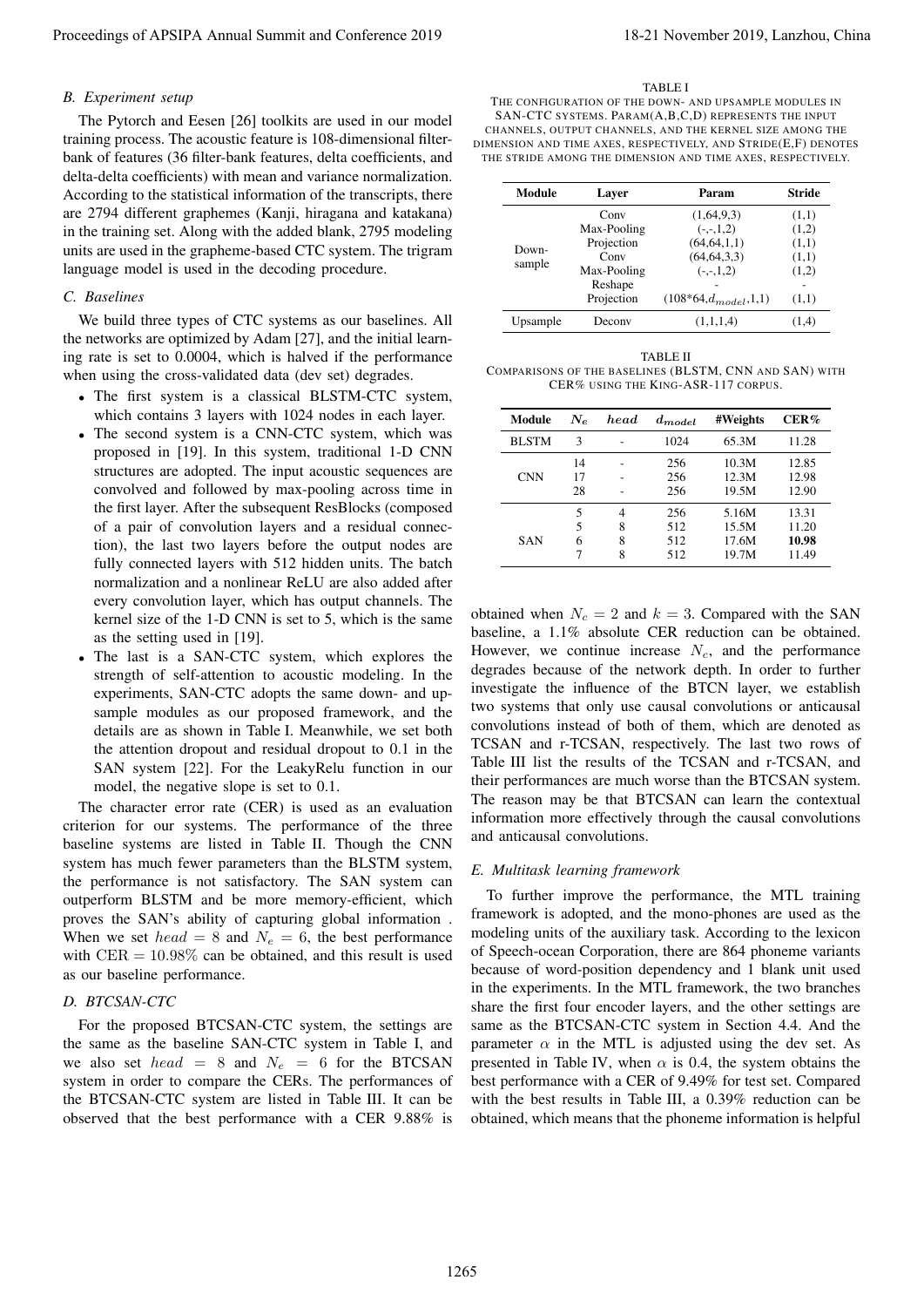### B. Experiment setup

The Pytorch and Eesen [26] toolkits are used in our model training process. The acoustic feature is 108-dimensional filter-bank of features (36 filter-bank features, delta coefficients, and delta-delta coefficients) with mean and variance normalization. According to the statistical information of the transcripts, there are 2794 different graphemes (Kanji, hiragana and katakana) in the training set. Along with the added blank, 2795 modeling units are used in the grapheme-based CTC system. The trigram language model is used in the decoding procedure.

### C. Baselines

We build three types of CTC systems as our baselines. All the networks are optimized by Adam [27], and the initial learning rate is set to 0.0004, which is halved if the performance when using the cross-validated data (dev set) degrades.

- The first system is a classical BLSTM-CTC system, which contains 3 layers with 1024 nodes in each layer.
- The second system is a CNN-CTC system, which was proposed in [19]. In this system, traditional 1-D CNN structures are adopted. The input acoustic sequences are convolved and followed by max-pooling across time in the first layer. After the subsequent ResBlocks (composed of a pair of convolution layers and a residual connection), the last two layers before the output nodes are fully connected layers with 512 hidden units. The batch normalization and a nonlinear ReLU are also added after every convolution layer, which has output channels. The kernel size of the 1-D CNN is set to 5, which is the same as the setting used in [19].
- The last is a SAN-CTC system, which explores the strength of self-attention to acoustic modeling. In the experiments, SAN-CTC adopts the same down- and upsample modules as our proposed framework, and the details are as shown in Table I. Meanwhile, we set both the attention dropout and residual dropout to 0.1 in the SAN system [22]. For the LeakyRelu function in our model, the negative slope is set to 0.1.

The character error rate (CER) is used as an evaluation criterion for our systems. The performance of the three baseline systems are listed in Table II. Though the CNN system has much fewer parameters than the BLSTM system, the performance is not satisfactory. The SAN system can outperform BLSTM and be more memory-efficient, which proves the SAN's ability of capturing global information . When we set $head = 8$ and $N_e = 6$, the best performance with $\text{CER} = 10.98\%$ can be obtained, and this result is used as our baseline performance.

### D. BTCSAN-CTC

For the proposed BTCSAN-CTC system, the settings are the same as the baseline SAN-CTC system in Table I, and we also set $head = 8$ and $N_e = 6$ for the BTCSAN system in order to compare the CERs. The performances of the BTCSAN-CTC system are listed in Table III. It can be observed that the best performance with a CER 9.88% is obtained when $N_c = 2$ and $k = 3$. Compared with the SAN baseline, a 1.1% absolute CER reduction can be obtained. However, we continue increase $N_c$, and the performance degrades because of the network depth. In order to further investigate the influence of the BTCN layer, we establish two systems that only use causal convolutions or anticausal convolutions instead of both of them, which are denoted as TCSAN and r-TCSAN, respectively. The last two rows of Table III list the results of the TCSAN and r-TCSAN, and their performances are much worse than the BTCSAN system. The reason may be that BTCSAN can learn the contextual information more effectively through the causal convolutions and anticausal convolutions.

TABLE I
THE CONFIGURATION OF THE DOWN- AND UPSAMPLE MODULES IN SAN-CTC SYSTEMS. PARAM(A,B,C,D) REPRESENTS THE INPUT CHANNELS, OUTPUT CHANNELS, AND THE KERNEL SIZE AMONG THE DIMENSION AND TIME AXES, RESPECTIVELY, AND STRIDE(E,F) DENOTES THE STRIDE AMONG THE DIMENSION AND TIME AXES, RESPECTIVELY.

| Module | Layer | Param | Stride |
|---|---|---|---|
| Down-sample | Conv | (1,64,9,3) | (1,1) |
| | Max-Pooling | (-,-,1,2) | (1,2) |
| | Projection | (64,64,1,1) | (1,1) |
| | Conv | (64,64,3,3) | (1,1) |
| | Max-Pooling | (-,-,1,2) | (1,2) |
| | Reshape | - | - |
| | Projection | (108*64,$d_{model}$,1,1) | (1,1) |
| Upsample | Deconv | (1,1,1,4) | (1,4) |

TABLE II
COMPARISONS OF THE BASELINES (BLSTM, CNN AND SAN) WITH CER% USING THE KING-ASR-117 CORPUS.

| Module | $N_e$ | $head$ | $d_{model}$ | #Weights | CER% |
|---|---|---|---|---|---|
| BLSTM | 3 | - | 1024 | 65.3M | 11.28 |
| CNN | 14 | - | 256 | 10.3M | 12.85 |
| | 17 | - | 256 | 12.3M | 12.98 |
| | 28 | - | 256 | 19.5M | 12.90 |
| SAN | 5 | 4 | 256 | 5.16M | 13.31 |
| | 5 | 8 | 512 | 15.5M | 11.20 |
| | 6 | 8 | 512 | 17.6M | **10.98** |
| | 7 | 8 | 512 | 19.7M | 11.49 |

### E. Multitask learning framework

To further improve the performance, the MTL training framework is adopted, and the mono-phones are used as the modeling units of the auxiliary task. According to the lexicon of Speech-ocean Corporation, there are 864 phoneme variants because of word-position dependency and 1 blank unit used in the experiments. In the MTL framework, the two branches share the first four encoder layers, and the other settings are same as the BTCSAN-CTC system in Section 4.4. And the parameter $\alpha$ in the MTL is adjusted using the dev set. As presented in Table IV, when $\alpha$ is 0.4, the system obtains the best performance with a CER of 9.49% for test set. Compared with the best results in Table III, a 0.39% reduction can be obtained, which means that the phoneme information is helpful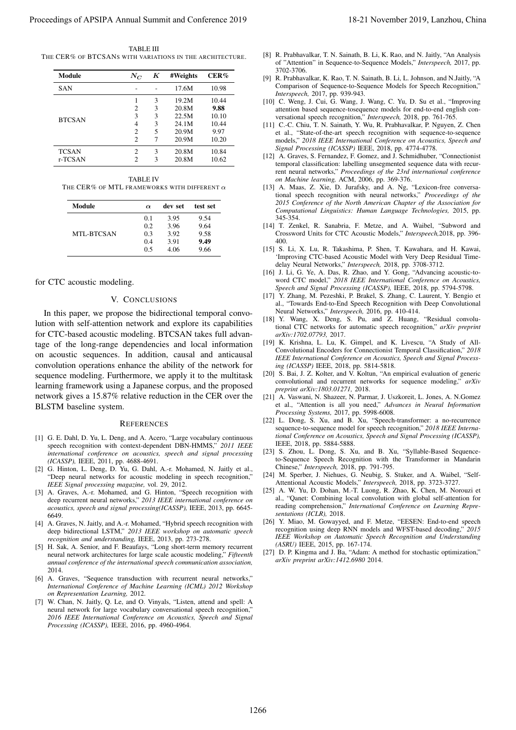TABLE III
THE CER% OF BTCSANS WITH VARIATIONS IN THE ARCHITECTURE.

| Module | $N_C$ | $K$ | #Weights | CER% |
|---|---|---|---|---|
| SAN | - | - | 17.6M | 10.98 |
| BTCSAN | 1 | 3 | 19.2M | 10.44 |
| | 2 | 3 | 20.8M | **9.88** |
| | 3 | 3 | 22.5M | 10.10 |
| | 4 | 3 | 24.1M | 10.44 |
| | 2 | 5 | 20.9M | 9.97 |
| | 2 | 7 | 20.9M | 10.20 |
| TCSAN | 2 | 3 | 20.8M | 10.84 |
| r-TCSAN | 2 | 3 | 20.8M | 10.62 |

TABLE IV
THE CER% OF MTL FRAMEWORKS WITH DIFFERENT $\alpha$

| Module | $\alpha$ | dev set | test set |
|---|---|---|---|
| MTL-BTCSAN | 0.1 | 3.95 | 9.54 |
| | 0.2 | 3.96 | 9.64 |
| | 0.3 | 3.92 | 9.58 |
| | 0.4 | 3.91 | **9.49** |
| | 0.5 | 4.06 | 9.66 |

for CTC acoustic modeling.

## V. CONCLUSIONS

In this paper, we propose the bidirectional temporal convolution with self-attention network and explore its capabilities for CTC-based acoustic modeling. BTCSAN takes full advantage of the long-range dependencies and local information on acoustic sequences. In addition, causal and anticausal convolution operations enhance the ability of the network for sequence modeling. Furthermore, we apply it to the multitask learning framework using a Japanese corpus, and the proposed network gives a 15.87% relative reduction in the CER over the BLSTM baseline system.

## REFERENCES

[1] G. E. Dahl, D. Yu, L. Deng, and A. Acero, "Large vocabulary continuous speech recognition with context-dependent DBN-HMMS," *2011 IEEE international conference on acoustics, speech and signal processing (ICASSP),* IEEE, 2011, pp. 4688-4691.

[2] G. Hinton, L. Deng, D. Yu, G. Dahl, A.-r. Mohamed, N. Jaitly et al., "Deep neural networks for acoustic modeling in speech recognition," *IEEE Signal processing magazine,* vol. 29, 2012.

[3] A. Graves, A.-r. Mohamed, and G. Hinton, "Speech recognition with deep recurrent neural networks," *2013 IEEE international conference on acoustics, speech and signal processing(ICASSP),* IEEE, 2013, pp. 6645-6649.

[4] A. Graves, N. Jaitly, and A.-r. Mohamed, "Hybrid speech recognition with deep bidirectional LSTM," *2013 IEEE workshop on automatic speech recognition and understanding,* IEEE, 2013, pp. 273-278.

[5] H. Sak, A. Senior, and F. Beaufays, "Long short-term memory recurrent neural network architectures for large scale acoustic modeling," *Fifteenth annual conference of the international speech communication association,* 2014.

[6] A. Graves, "Sequence transduction with recurrent neural networks," *International Conference of Machine Learning (ICML) 2012 Workshop on Representation Learning,* 2012.

[7] W. Chan, N. Jaitly, Q. Le, and O. Vinyals, "Listen, attend and spell: A neural network for large vocabulary conversational speech recognition," *2016 IEEE International Conference on Acoustics, Speech and Signal Processing (ICASSP),* IEEE, 2016, pp. 4960-4964.

[8] R. Prabhavalkar, T. N. Sainath, B. Li, K. Rao, and N. Jaitly, "An Analysis of "Attention" in Sequence-to-Sequence Models," *Interspeech,* 2017, pp. 3702-3706.

[9] R. Prabhavalkar, K. Rao, T. N. Sainath, B. Li, L. Johnson, and N.Jaitly, "A Comparison of Sequence-to-Sequence Models for Speech Recognition," *Interspeech,* 2017, pp. 939-943.

[10] C. Weng, J. Cui, G. Wang, J. Wang, C. Yu, D. Su et al., "Improving attention based sequence-tosequence models for end-to-end english conversational speech recognition," *Interspeech,* 2018, pp. 761-765.

[11] C.-C. Chiu, T. N. Sainath, Y. Wu, R. Prabhavalkar, P. Nguyen, Z. Chen et al., "State-of-the-art speech recognition with sequence-to-sequence models," *2018 IEEE International Conference on Acoustics, Speech and Signal Processing (ICASSP)* IEEE, 2018, pp. 4774-4778.

[12] A. Graves, S. Fernandez, F. Gomez, and J. Schmidhuber, "Connectionist temporal classification: labelling unsegmented sequence data with recurrent neural networks," *Proceedings of the 23rd international conference on Machine learning,* ACM, 2006, pp. 369-376.

[13] A. Maas, Z. Xie, D. Jurafsky, and A. Ng, "Lexicon-free conversational speech recognition with neural networks," *Proceedings of the 2015 Conference of the North American Chapter of the Association for Computational Linguistics: Human Language Technologies,* 2015, pp. 345-354.

[14] T. Zenkel, R. Sanabria, F. Metze, and A. Waibel, "Subword and Crossword Units for CTC Acoustic Models," *Interspeech,*2018, pp. 396-400.

[15] S. Li, X. Lu, R. Takashima, P. Shen, T. Kawahara, and H. Kawai, 'Improving CTC-based Acoustic Model with Very Deep Residual Time-delay Neural Networks," *Interspeech,* 2018, pp. 3708-3712.

[16] J. Li, G. Ye, A. Das, R. Zhao, and Y. Gong, "Advancing acoustic-to-word CTC model," *2018 IEEE International Conference on Acoustics, Speech and Signal Processing (ICASSP),* IEEE, 2018, pp. 5794-5798.

[17] Y. Zhang, M. Pezeshki, P. Brakel, S. Zhang, C. Laurent, Y. Bengio et al., "Towards End-to-End Speech Recognition with Deep Convolutional Neural Networks," *Interspeech,* 2016, pp. 410-414.

[18] Y. Wang, X. Deng, S. Pu, and Z. Huang, "Residual convolutional CTC networks for automatic speech recognition," *arXiv preprint arXiv:1702.07793,* 2017.

[19] K. Krishna, L. Lu, K. Gimpel, and K. Livescu, "A Study of All-Convolutional Encoders for Connectionist Temporal Classification," *2018 IEEE International Conference on Acoustics, Speech and Signal Processing (ICASSP)* IEEE, 2018, pp. 5814-5818.

[20] S. Bai, J. Z. Kolter, and V. Koltun, "An empirical evaluation of generic convolutional and recurrent networks for sequence modeling," *arXiv preprint arXiv:1803.01271,* 2018.

[21] A. Vaswani, N. Shazeer, N. Parmar, J. Uszkoreit, L. Jones, A. N.Gomez et al., "Attention is all you need," *Advances in Neural Information Processing Systems,* 2017, pp. 5998-6008.

[22] L. Dong, S. Xu, and B. Xu, "Speech-transformer: a no-recurrence sequence-to-sequence model for speech recognition," *2018 IEEE International Conference on Acoustics, Speech and Signal Processing (ICASSP),* IEEE, 2018, pp. 5884-5888.

[23] S. Zhou, L. Dong, S. Xu, and B. Xu, "Syllable-Based Sequence-to-Sequence Speech Recognition with the Transformer in Mandarin Chinese," *Interspeech,* 2018, pp. 791-795.

[24] M. Sperber, J. Niehues, G. Neubig, S. Stuker, and A. Waibel, "Self-Attentional Acoustic Models," *Interspeech,* 2018, pp. 3723-3727.

[25] A. W. Yu, D. Dohan, M.-T. Luong, R. Zhao, K. Chen, M. Norouzi et al., "Qanet: Combining local convolution with global self-attention for reading comprehension," *International Conference on Learning Representations (ICLR),* 2018.

[26] Y. Miao, M. Gowayyed, and F. Metze, "EESEN: End-to-end speech recognition using deep RNN models and WFST-based decoding," *2015 IEEE Workshop on Automatic Speech Recognition and Understanding (ASRU)* IEEE, 2015, pp. 167-174.

[27] D. P. Kingma and J. Ba, "Adam: A method for stochastic optimization," *arXiv preprint arXiv:1412.6980* 2014.